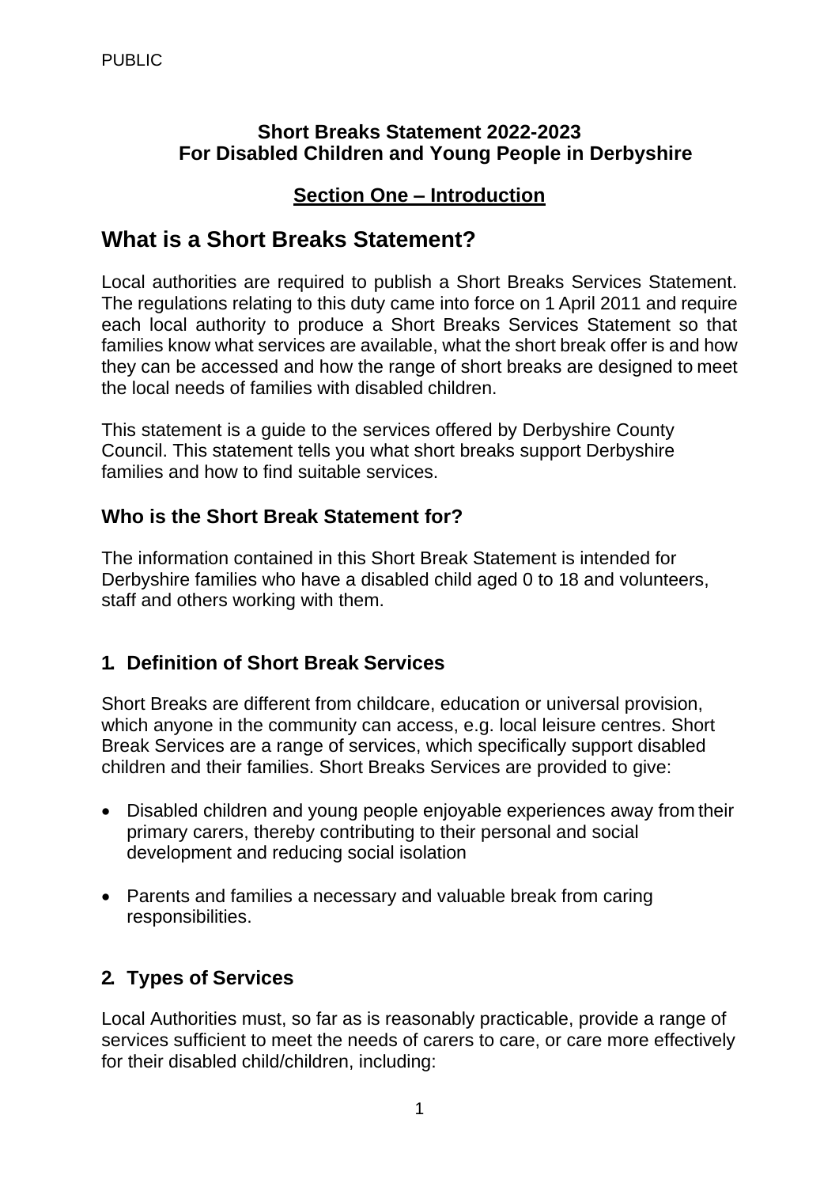PUBLIC

**Short Breaks Statement 2022-2023**
**For Disabled Children and Young People in Derbyshire**

**Section One – Introduction**

## What is a Short Breaks Statement?

Local authorities are required to publish a Short Breaks Services Statement. The regulations relating to this duty came into force on 1 April 2011 and require each local authority to produce a Short Breaks Services Statement so that families know what services are available, what the short break offer is and how they can be accessed and how the range of short breaks are designed to meet the local needs of families with disabled children.

This statement is a guide to the services offered by Derbyshire County Council. This statement tells you what short breaks support Derbyshire families and how to find suitable services.

### Who is the Short Break Statement for?

The information contained in this Short Break Statement is intended for Derbyshire families who have a disabled child aged 0 to 18 and volunteers, staff and others working with them.

### 1. Definition of Short Break Services

Short Breaks are different from childcare, education or universal provision, which anyone in the community can access, e.g. local leisure centres. Short Break Services are a range of services, which specifically support disabled children and their families. Short Breaks Services are provided to give:

- Disabled children and young people enjoyable experiences away from their primary carers, thereby contributing to their personal and social development and reducing social isolation
- Parents and families a necessary and valuable break from caring responsibilities.

### 2. Types of Services

Local Authorities must, so far as is reasonably practicable, provide a range of services sufficient to meet the needs of carers to care, or care more effectively for their disabled child/children, including: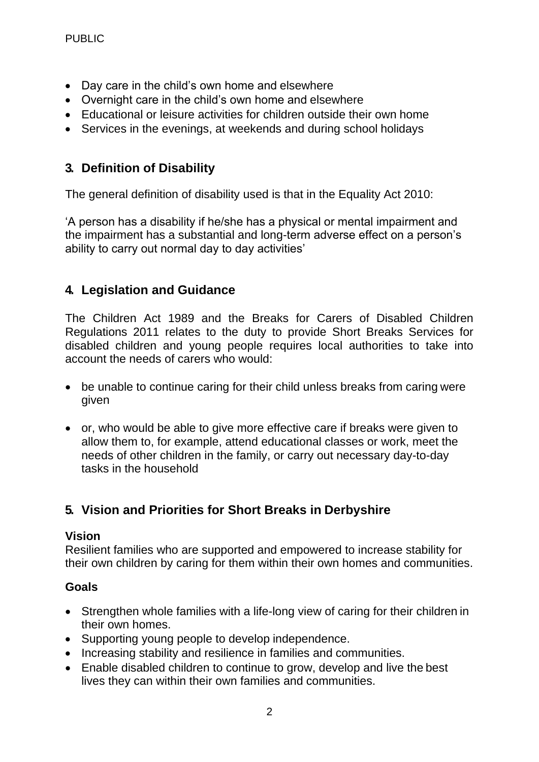- Day care in the child's own home and elsewhere
- Overnight care in the child's own home and elsewhere
- Educational or leisure activities for children outside their own home
- Services in the evenings, at weekends and during school holidays

## 3. Definition of Disability

The general definition of disability used is that in the Equality Act 2010:

'A person has a disability if he/she has a physical or mental impairment and the impairment has a substantial and long-term adverse effect on a person's ability to carry out normal day to day activities'

## 4. Legislation and Guidance

The Children Act 1989 and the Breaks for Carers of Disabled Children Regulations 2011 relates to the duty to provide Short Breaks Services for disabled children and young people requires local authorities to take into account the needs of carers who would:

- be unable to continue caring for their child unless breaks from caring were given
- or, who would be able to give more effective care if breaks were given to allow them to, for example, attend educational classes or work, meet the needs of other children in the family, or carry out necessary day-to-day tasks in the household

## 5. Vision and Priorities for Short Breaks in Derbyshire

### Vision

Resilient families who are supported and empowered to increase stability for their own children by caring for them within their own homes and communities.

### Goals

- Strengthen whole families with a life-long view of caring for their children in their own homes.
- Supporting young people to develop independence.
- Increasing stability and resilience in families and communities.
- Enable disabled children to continue to grow, develop and live the best lives they can within their own families and communities.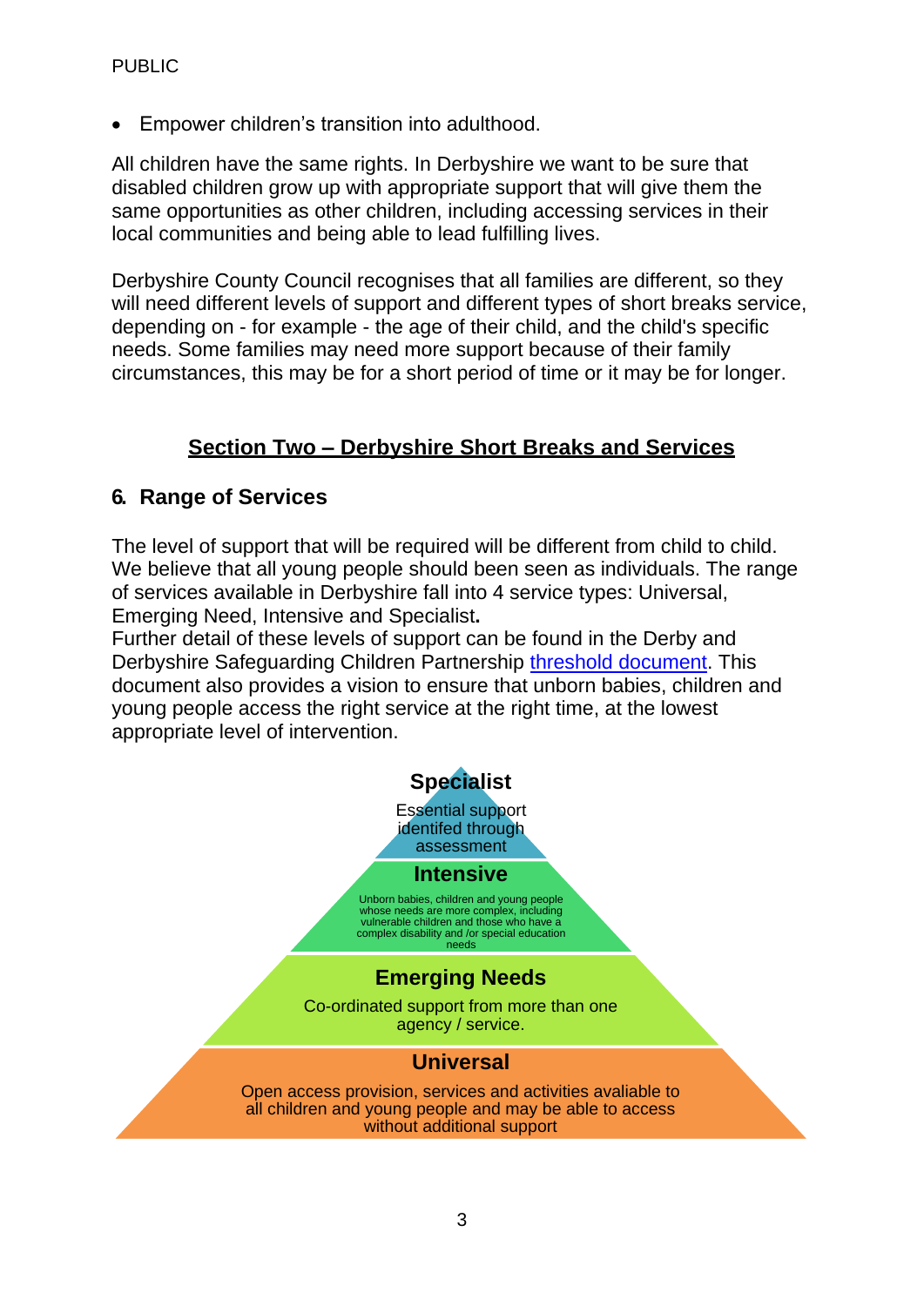- Empower children's transition into adulthood.

All children have the same rights. In Derbyshire we want to be sure that disabled children grow up with appropriate support that will give them the same opportunities as other children, including accessing services in their local communities and being able to lead fulfilling lives.

Derbyshire County Council recognises that all families are different, so they will need different levels of support and different types of short breaks service, depending on - for example - the age of their child, and the child's specific needs. Some families may need more support because of their family circumstances, this may be for a short period of time or it may be for longer.

## Section Two – Derbyshire Short Breaks and Services

### 6. Range of Services

The level of support that will be required will be different from child to child. We believe that all young people should been seen as individuals. The range of services available in Derbyshire fall into 4 service types: Universal, Emerging Need, Intensive and Specialist**.**
Further detail of these levels of support can be found in the Derby and Derbyshire Safeguarding Children Partnership threshold document. This document also provides a vision to ensure that unborn babies, children and young people access the right service at the right time, at the lowest appropriate level of intervention.

**Specialist**

Essential support identifed through assessment

**Intensive**

Unborn babies, children and young people whose needs are more complex, including vulnerable children and those who have a complex disability and /or special education needs

**Emerging Needs**

Co-ordinated support from more than one agency / service.

**Universal**

Open access provision, services and activities avaliable to all children and young people and may be able to access without additional support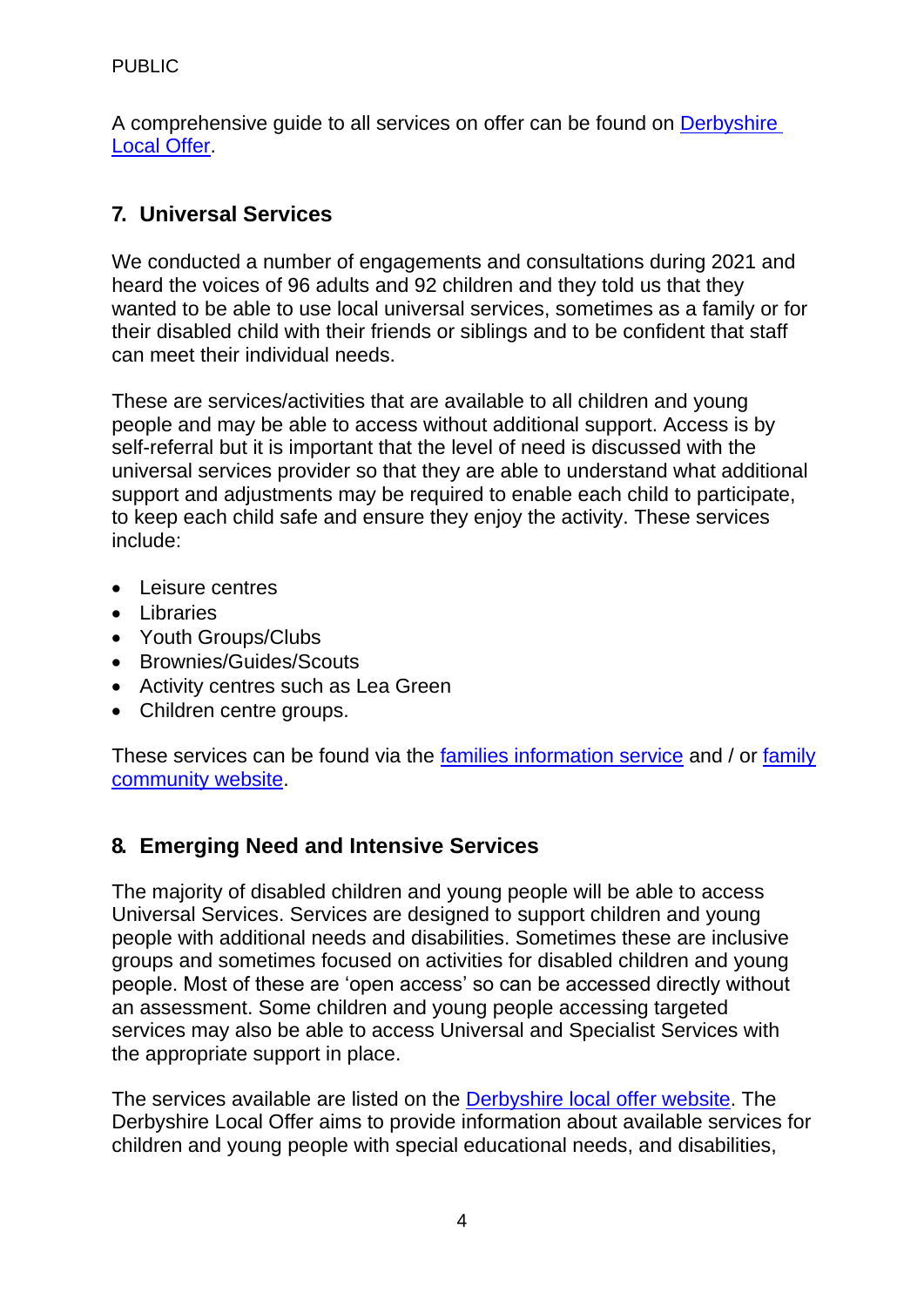A comprehensive guide to all services on offer can be found on [Derbyshire Local Offer](#).

## 7. Universal Services

We conducted a number of engagements and consultations during 2021 and heard the voices of 96 adults and 92 children and they told us that they wanted to be able to use local universal services, sometimes as a family or for their disabled child with their friends or siblings and to be confident that staff can meet their individual needs.

These are services/activities that are available to all children and young people and may be able to access without additional support. Access is by self-referral but it is important that the level of need is discussed with the universal services provider so that they are able to understand what additional support and adjustments may be required to enable each child to participate, to keep each child safe and ensure they enjoy the activity. These services include:

- Leisure centres
- Libraries
- Youth Groups/Clubs
- Brownies/Guides/Scouts
- Activity centres such as Lea Green
- Children centre groups.

These services can be found via the [families information service](#) and / or [family community website](#).

## 8. Emerging Need and Intensive Services

The majority of disabled children and young people will be able to access Universal Services. Services are designed to support children and young people with additional needs and disabilities. Sometimes these are inclusive groups and sometimes focused on activities for disabled children and young people. Most of these are 'open access' so can be accessed directly without an assessment. Some children and young people accessing targeted services may also be able to access Universal and Specialist Services with the appropriate support in place.

The services available are listed on the [Derbyshire local offer website](#). The Derbyshire Local Offer aims to provide information about available services for children and young people with special educational needs, and disabilities,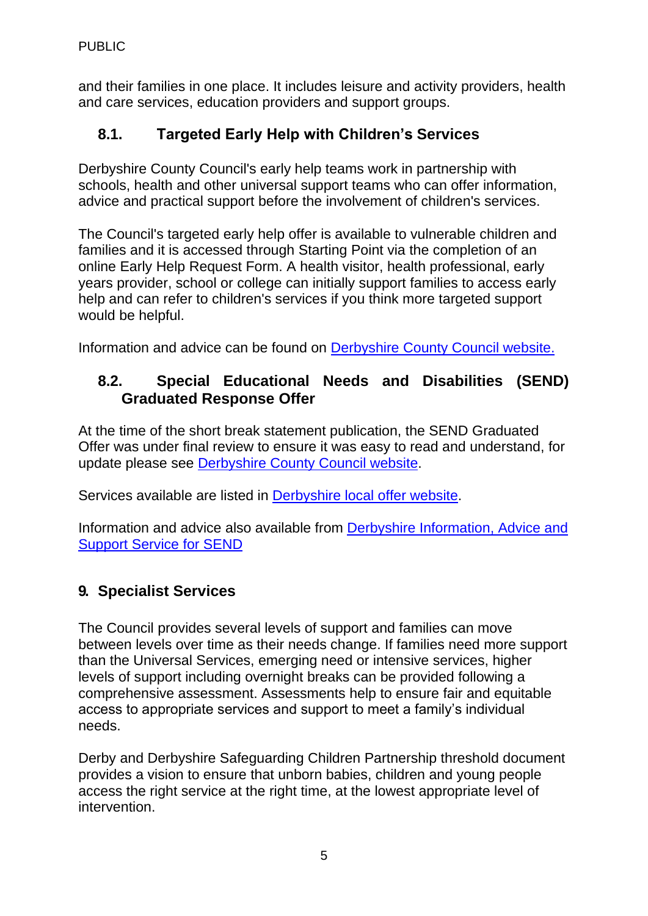and their families in one place. It includes leisure and activity providers, health and care services, education providers and support groups.

### 8.1. Targeted Early Help with Children's Services

Derbyshire County Council's early help teams work in partnership with schools, health and other universal support teams who can offer information, advice and practical support before the involvement of children's services.

The Council's targeted early help offer is available to vulnerable children and families and it is accessed through Starting Point via the completion of an online Early Help Request Form. A health visitor, health professional, early years provider, school or college can initially support families to access early help and can refer to children's services if you think more targeted support would be helpful.

Information and advice can be found on Derbyshire County Council website.

### 8.2. Special Educational Needs and Disabilities (SEND) Graduated Response Offer

At the time of the short break statement publication, the SEND Graduated Offer was under final review to ensure it was easy to read and understand, for update please see Derbyshire County Council website.

Services available are listed in Derbyshire local offer website.

Information and advice also available from Derbyshire Information, Advice and Support Service for SEND

## 9. Specialist Services

The Council provides several levels of support and families can move between levels over time as their needs change. If families need more support than the Universal Services, emerging need or intensive services, higher levels of support including overnight breaks can be provided following a comprehensive assessment. Assessments help to ensure fair and equitable access to appropriate services and support to meet a family's individual needs.

Derby and Derbyshire Safeguarding Children Partnership threshold document provides a vision to ensure that unborn babies, children and young people access the right service at the right time, at the lowest appropriate level of intervention.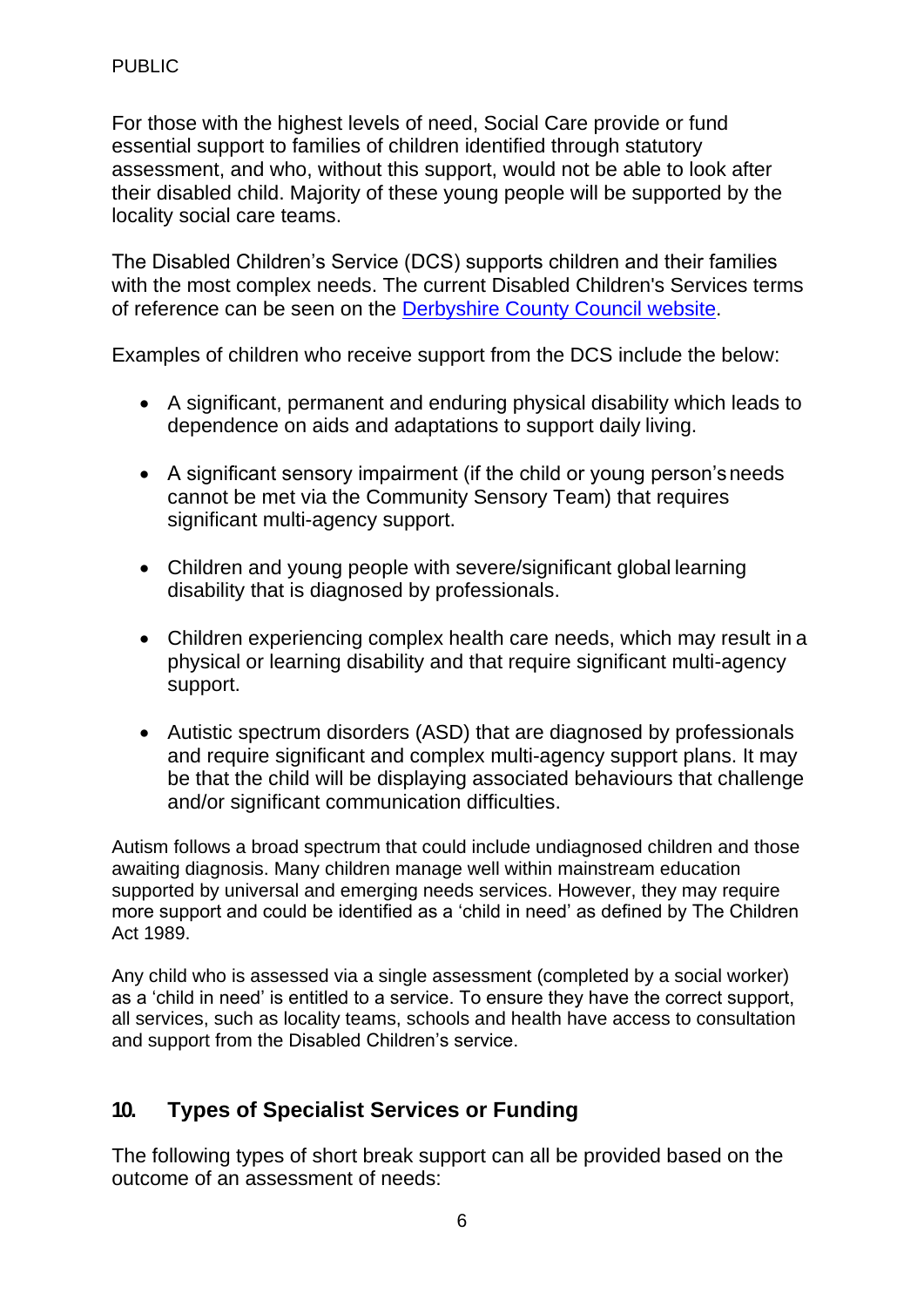For those with the highest levels of need, Social Care provide or fund essential support to families of children identified through statutory assessment, and who, without this support, would not be able to look after their disabled child. Majority of these young people will be supported by the locality social care teams.

The Disabled Children's Service (DCS) supports children and their families with the most complex needs. The current Disabled Children's Services terms of reference can be seen on the [Derbyshire County Council website](Derbyshire County Council website).

Examples of children who receive support from the DCS include the below:

- A significant, permanent and enduring physical disability which leads to dependence on aids and adaptations to support daily living.
- A significant sensory impairment (if the child or young person's needs cannot be met via the Community Sensory Team) that requires significant multi-agency support.
- Children and young people with severe/significant global learning disability that is diagnosed by professionals.
- Children experiencing complex health care needs, which may result in a physical or learning disability and that require significant multi-agency support.
- Autistic spectrum disorders (ASD) that are diagnosed by professionals and require significant and complex multi-agency support plans. It may be that the child will be displaying associated behaviours that challenge and/or significant communication difficulties.

Autism follows a broad spectrum that could include undiagnosed children and those awaiting diagnosis. Many children manage well within mainstream education supported by universal and emerging needs services. However, they may require more support and could be identified as a 'child in need' as defined by The Children Act 1989.

Any child who is assessed via a single assessment (completed by a social worker) as a 'child in need' is entitled to a service. To ensure they have the correct support, all services, such as locality teams, schools and health have access to consultation and support from the Disabled Children's service.

## 10. Types of Specialist Services or Funding

The following types of short break support can all be provided based on the outcome of an assessment of needs: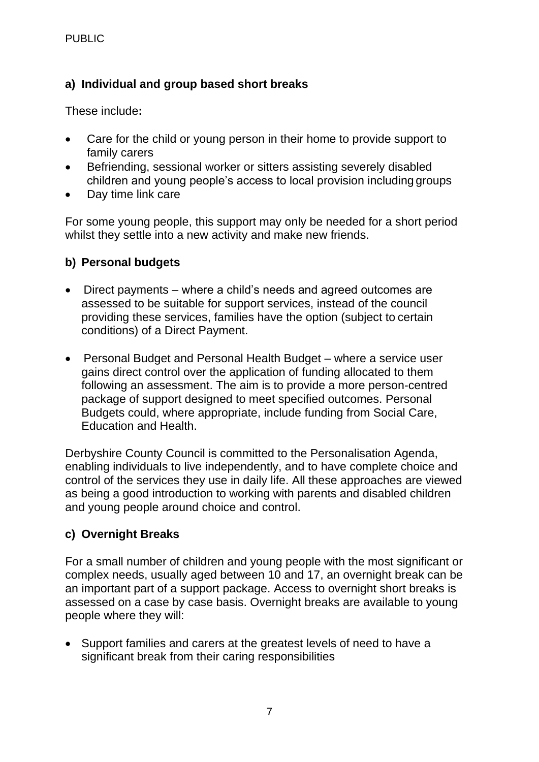### a) Individual and group based short breaks

These include**:**

- Care for the child or young person in their home to provide support to family carers
- Befriending, sessional worker or sitters assisting severely disabled children and young people's access to local provision including groups
- Day time link care

For some young people, this support may only be needed for a short period whilst they settle into a new activity and make new friends.

### b) Personal budgets

- Direct payments – where a child's needs and agreed outcomes are assessed to be suitable for support services, instead of the council providing these services, families have the option (subject to certain conditions) of a Direct Payment.

- Personal Budget and Personal Health Budget – where a service user gains direct control over the application of funding allocated to them following an assessment. The aim is to provide a more person-centred package of support designed to meet specified outcomes. Personal Budgets could, where appropriate, include funding from Social Care, Education and Health.

Derbyshire County Council is committed to the Personalisation Agenda, enabling individuals to live independently, and to have complete choice and control of the services they use in daily life. All these approaches are viewed as being a good introduction to working with parents and disabled children and young people around choice and control.

### c) Overnight Breaks

For a small number of children and young people with the most significant or complex needs, usually aged between 10 and 17, an overnight break can be an important part of a support package. Access to overnight short breaks is assessed on a case by case basis. Overnight breaks are available to young people where they will:

- Support families and carers at the greatest levels of need to have a significant break from their caring responsibilities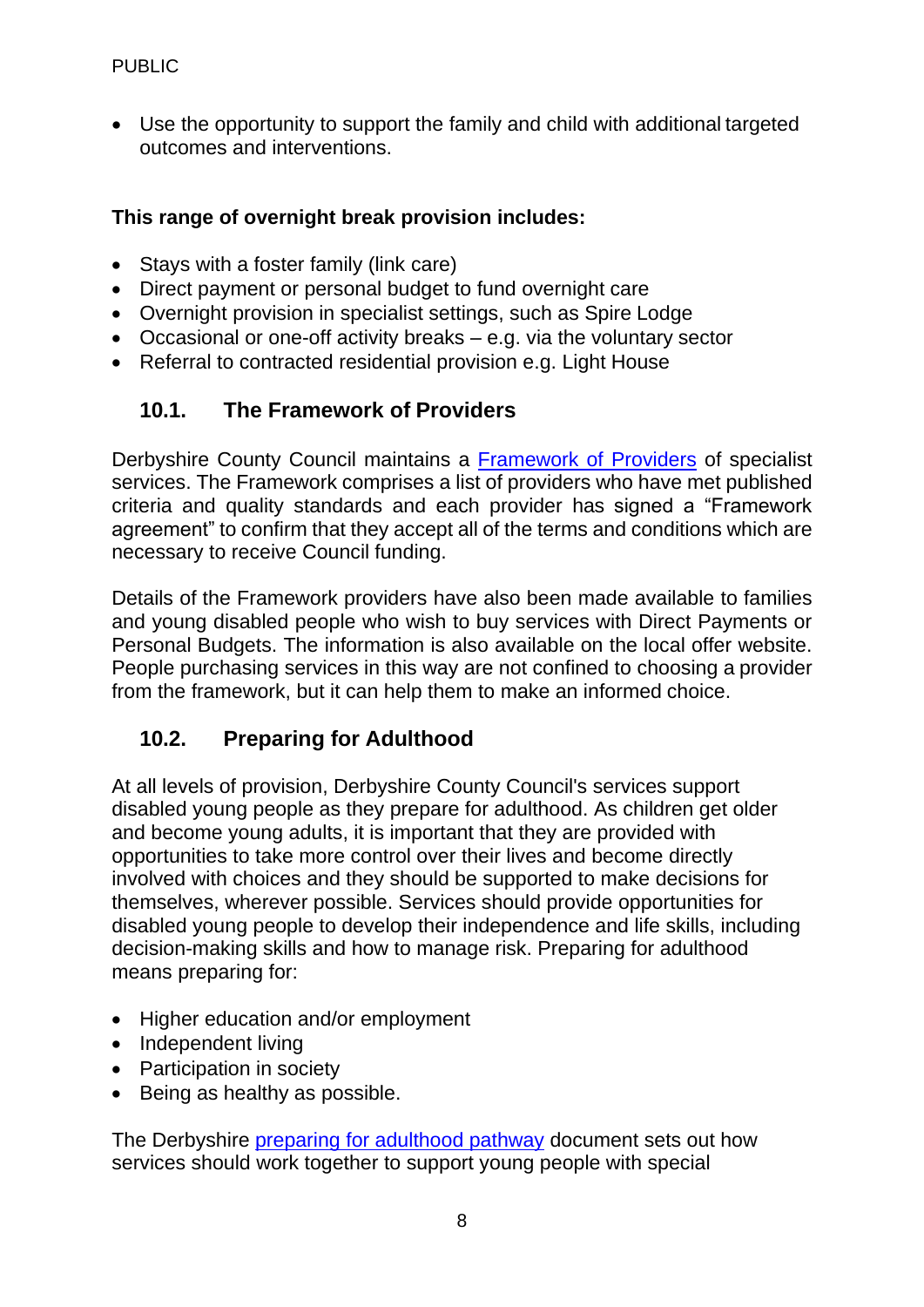- Use the opportunity to support the family and child with additional targeted outcomes and interventions.

**This range of overnight break provision includes:**

- Stays with a foster family (link care)
- Direct payment or personal budget to fund overnight care
- Overnight provision in specialist settings, such as Spire Lodge
- Occasional or one-off activity breaks – e.g. via the voluntary sector
- Referral to contracted residential provision e.g. Light House

## 10.1. The Framework of Providers

Derbyshire County Council maintains a [Framework of Providers]() of specialist services. The Framework comprises a list of providers who have met published criteria and quality standards and each provider has signed a "Framework agreement" to confirm that they accept all of the terms and conditions which are necessary to receive Council funding.

Details of the Framework providers have also been made available to families and young disabled people who wish to buy services with Direct Payments or Personal Budgets. The information is also available on the local offer website. People purchasing services in this way are not confined to choosing a provider from the framework, but it can help them to make an informed choice.

## 10.2. Preparing for Adulthood

At all levels of provision, Derbyshire County Council's services support disabled young people as they prepare for adulthood. As children get older and become young adults, it is important that they are provided with opportunities to take more control over their lives and become directly involved with choices and they should be supported to make decisions for themselves, wherever possible. Services should provide opportunities for disabled young people to develop their independence and life skills, including decision-making skills and how to manage risk. Preparing for adulthood means preparing for:

- Higher education and/or employment
- Independent living
- Participation in society
- Being as healthy as possible.

The Derbyshire [preparing for adulthood pathway]() document sets out how services should work together to support young people with special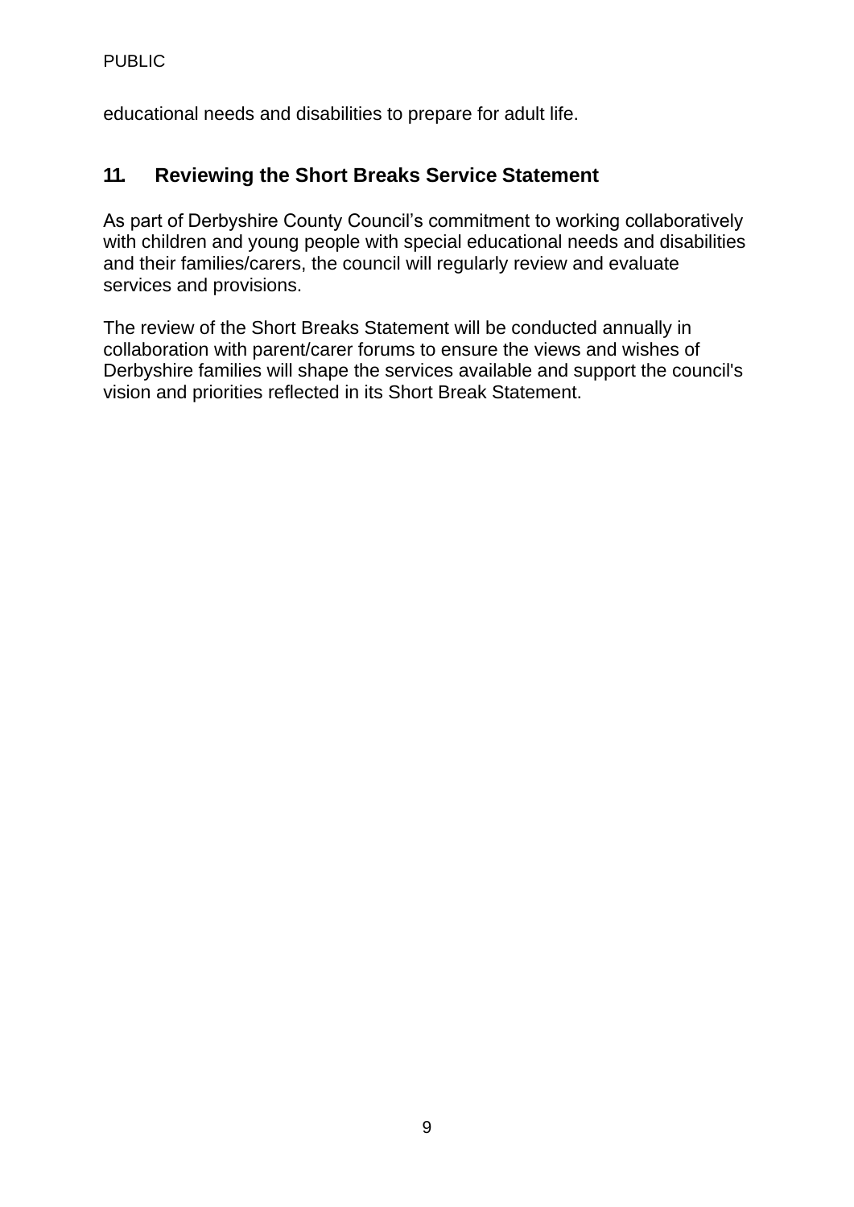educational needs and disabilities to prepare for adult life.

## 11. Reviewing the Short Breaks Service Statement

As part of Derbyshire County Council's commitment to working collaboratively with children and young people with special educational needs and disabilities and their families/carers, the council will regularly review and evaluate services and provisions.

The review of the Short Breaks Statement will be conducted annually in collaboration with parent/carer forums to ensure the views and wishes of Derbyshire families will shape the services available and support the council's vision and priorities reflected in its Short Break Statement.